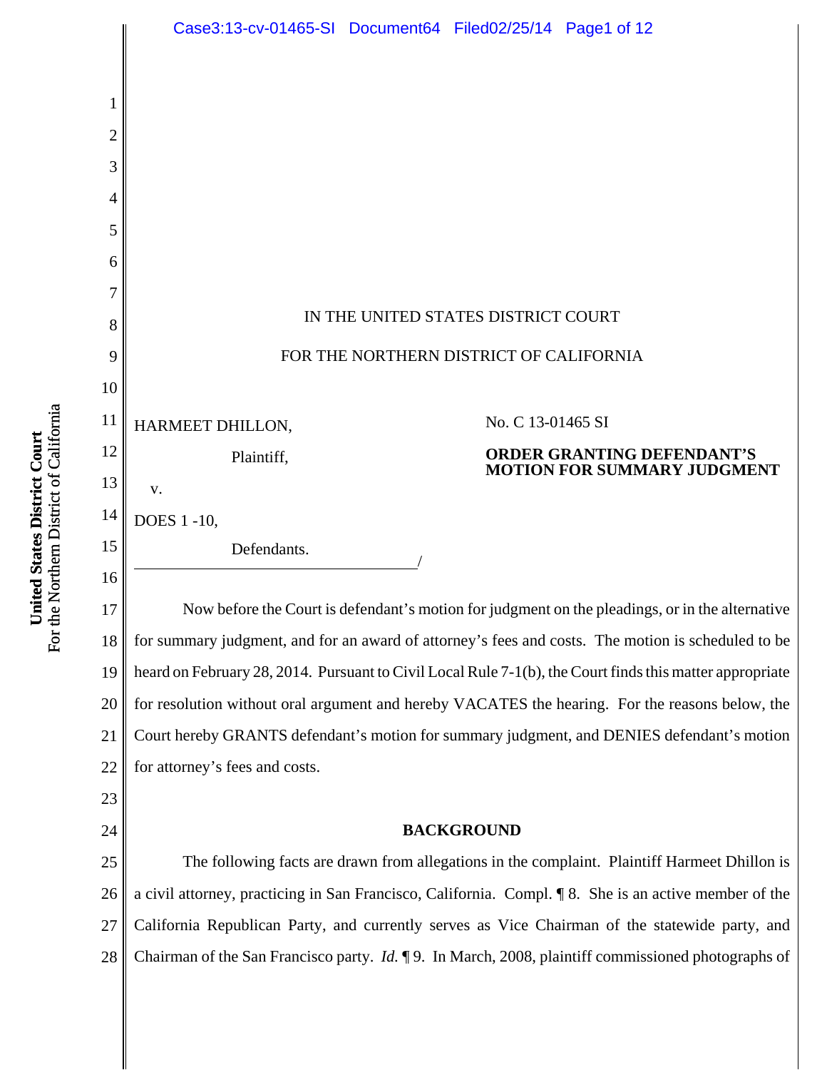IN THE UNITED STATES DISTRICT COURT

FOR THE NORTHERN DISTRICT OF CALIFORNIA

HARMEET DHILLON,

Plaintiff,

v.

DOES 1 -10,

Defendants.

/

No. C 13-01465 SI

**ORDER GRANTING DEFENDANT'S MOTION FOR SUMMARY JUDGMENT**

Now before the Court is defendant's motion for judgment on the pleadings, or in the alternative for summary judgment, and for an award of attorney's fees and costs. The motion is scheduled to be heard on February 28, 2014. Pursuant to Civil Local Rule 7-1(b), the Court finds this matter appropriate for resolution without oral argument and hereby VACATES the hearing. For the reasons below, the Court hereby GRANTS defendant's motion for summary judgment, and DENIES defendant's motion for attorney's fees and costs.

**BACKGROUND**

The following facts are drawn from allegations in the complaint. Plaintiff Harmeet Dhillon is a civil attorney, practicing in San Francisco, California. Compl. ¶ 8. She is an active member of the California Republican Party, and currently serves as Vice Chairman of the statewide party, and Chairman of the San Francisco party. *Id.* ¶ 9. In March, 2008, plaintiff commissioned photographs of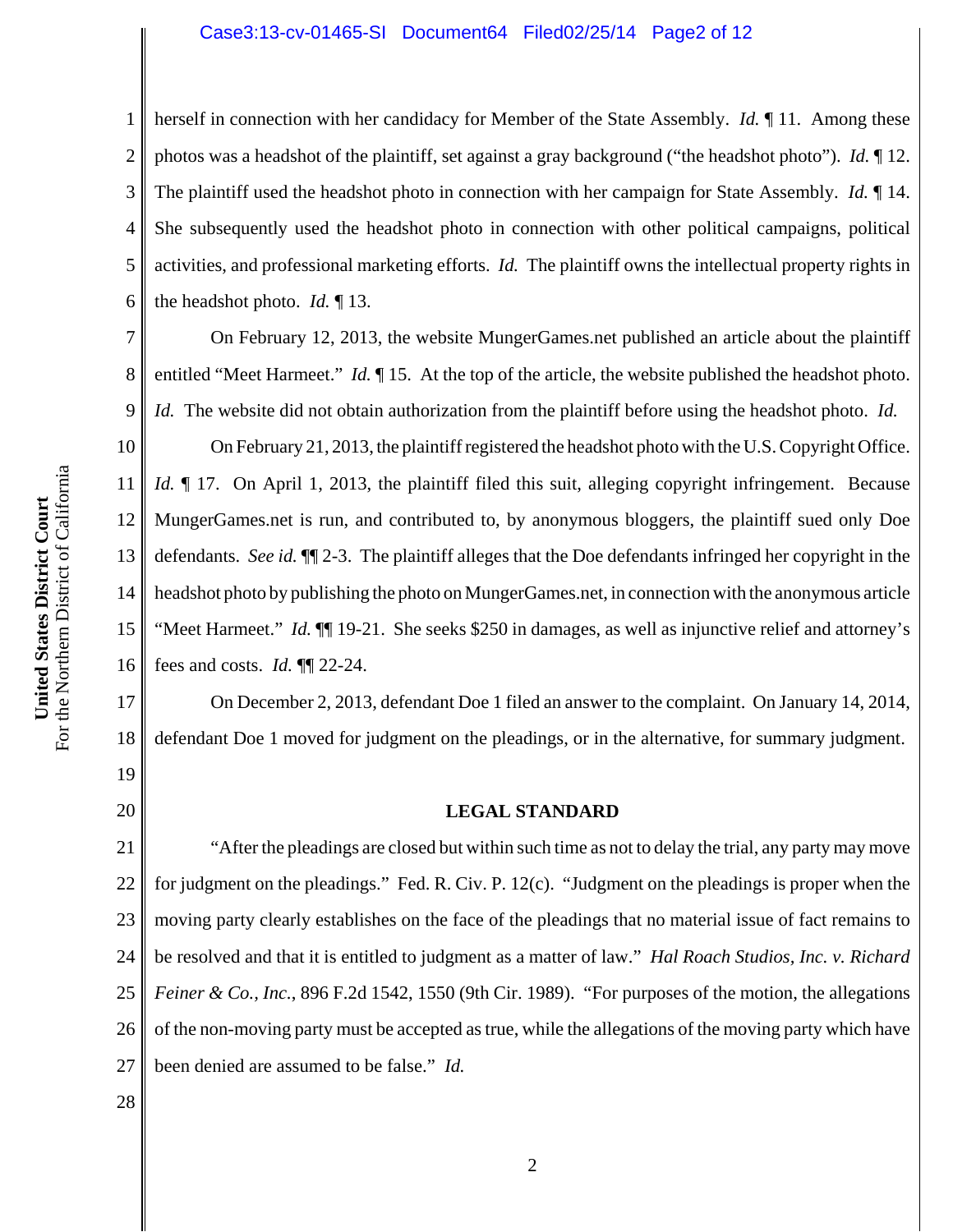herself in connection with her candidacy for Member of the State Assembly. *Id.* ¶ 11. Among these photos was a headshot of the plaintiff, set against a gray background ("the headshot photo"). *Id.* ¶ 12. The plaintiff used the headshot photo in connection with her campaign for State Assembly. *Id.* ¶ 14. She subsequently used the headshot photo in connection with other political campaigns, political activities, and professional marketing efforts. *Id.* The plaintiff owns the intellectual property rights in the headshot photo. *Id.* ¶ 13.

On February 12, 2013, the website MungerGames.net published an article about the plaintiff entitled "Meet Harmeet." *Id.* ¶ 15. At the top of the article, the website published the headshot photo. *Id.* The website did not obtain authorization from the plaintiff before using the headshot photo. *Id.*

On February 21, 2013, the plaintiff registered the headshot photo with the U.S. Copyright Office. *Id.* ¶ 17. On April 1, 2013, the plaintiff filed this suit, alleging copyright infringement. Because MungerGames.net is run, and contributed to, by anonymous bloggers, the plaintiff sued only Doe defendants. *See id.* ¶¶ 2-3. The plaintiff alleges that the Doe defendants infringed her copyright in the headshot photo by publishing the photo on MungerGames.net, in connection with the anonymous article "Meet Harmeet." *Id.* ¶¶ 19-21. She seeks $250 in damages, as well as injunctive relief and attorney's fees and costs. *Id.* ¶¶ 22-24.

On December 2, 2013, defendant Doe 1 filed an answer to the complaint. On January 14, 2014, defendant Doe 1 moved for judgment on the pleadings, or in the alternative, for summary judgment.

## LEGAL STANDARD

"After the pleadings are closed but within such time as not to delay the trial, any party may move for judgment on the pleadings." Fed. R. Civ. P. 12(c). "Judgment on the pleadings is proper when the moving party clearly establishes on the face of the pleadings that no material issue of fact remains to be resolved and that it is entitled to judgment as a matter of law." *Hal Roach Studios, Inc. v. Richard Feiner & Co., Inc.*, 896 F.2d 1542, 1550 (9th Cir. 1989). "For purposes of the motion, the allegations of the non-moving party must be accepted as true, while the allegations of the moving party which have been denied are assumed to be false." *Id.*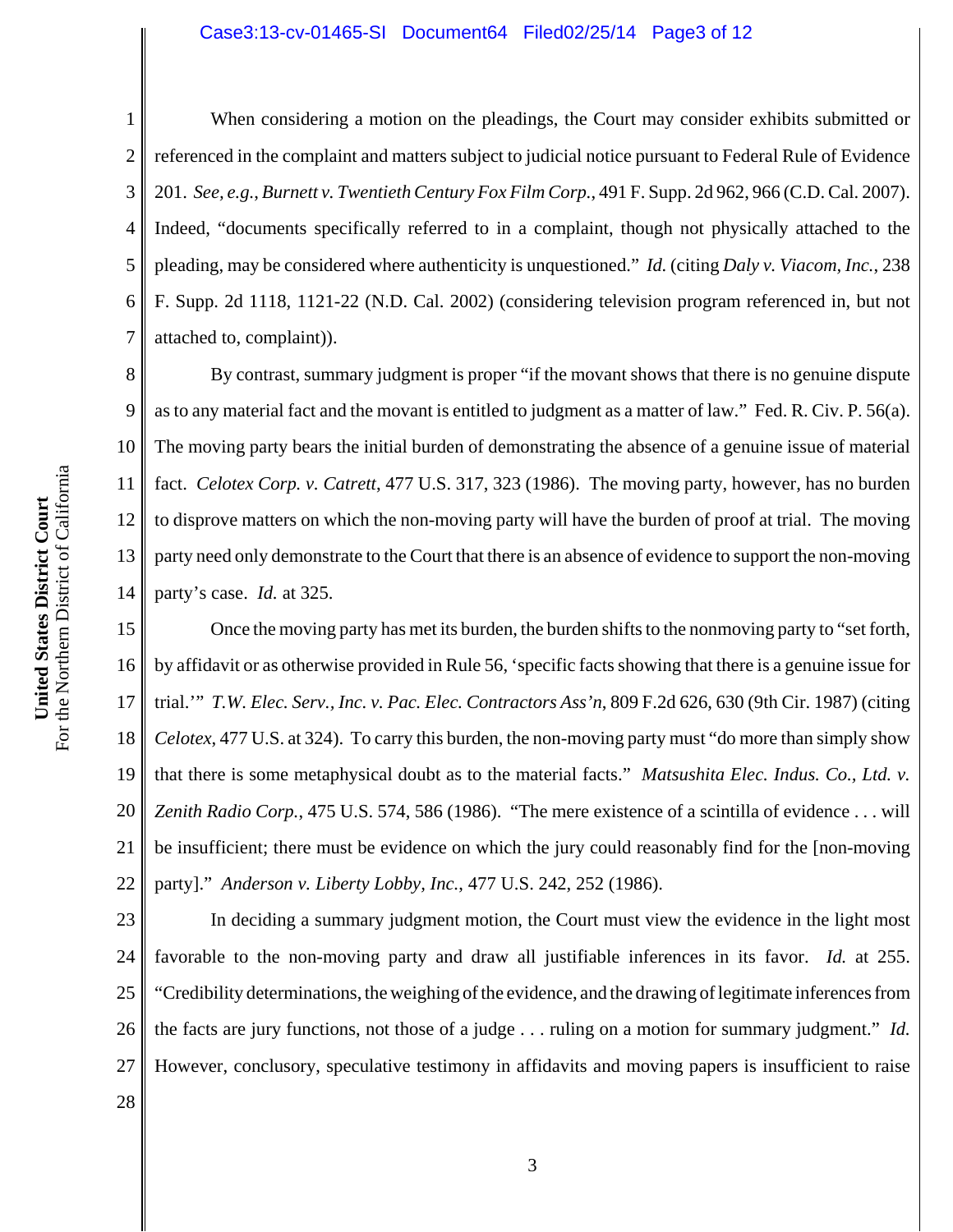When considering a motion on the pleadings, the Court may consider exhibits submitted or referenced in the complaint and matters subject to judicial notice pursuant to Federal Rule of Evidence 201. *See, e.g.*, *Burnett v. Twentieth Century Fox Film Corp.*, 491 F. Supp. 2d 962, 966 (C.D. Cal. 2007). Indeed, "documents specifically referred to in a complaint, though not physically attached to the pleading, may be considered where authenticity is unquestioned." *Id.* (citing *Daly v. Viacom, Inc.*, 238 F. Supp. 2d 1118, 1121-22 (N.D. Cal. 2002) (considering television program referenced in, but not attached to, complaint)).

By contrast, summary judgment is proper "if the movant shows that there is no genuine dispute as to any material fact and the movant is entitled to judgment as a matter of law." Fed. R. Civ. P. 56(a). The moving party bears the initial burden of demonstrating the absence of a genuine issue of material fact. *Celotex Corp. v. Catrett*, 477 U.S. 317, 323 (1986). The moving party, however, has no burden to disprove matters on which the non-moving party will have the burden of proof at trial. The moving party need only demonstrate to the Court that there is an absence of evidence to support the non-moving party's case. *Id.* at 325.

Once the moving party has met its burden, the burden shifts to the nonmoving party to "set forth, by affidavit or as otherwise provided in Rule 56, 'specific facts showing that there is a genuine issue for trial.'" *T.W. Elec. Serv., Inc. v. Pac. Elec. Contractors Ass'n*, 809 F.2d 626, 630 (9th Cir. 1987) (citing *Celotex*, 477 U.S. at 324). To carry this burden, the non-moving party must "do more than simply show that there is some metaphysical doubt as to the material facts." *Matsushita Elec. Indus. Co., Ltd. v. Zenith Radio Corp.*, 475 U.S. 574, 586 (1986). "The mere existence of a scintilla of evidence . . . will be insufficient; there must be evidence on which the jury could reasonably find for the [non-moving party]." *Anderson v. Liberty Lobby, Inc.*, 477 U.S. 242, 252 (1986).

In deciding a summary judgment motion, the Court must view the evidence in the light most favorable to the non-moving party and draw all justifiable inferences in its favor. *Id.* at 255. "Credibility determinations, the weighing of the evidence, and the drawing of legitimate inferences from the facts are jury functions, not those of a judge . . . ruling on a motion for summary judgment." *Id.* However, conclusory, speculative testimony in affidavits and moving papers is insufficient to raise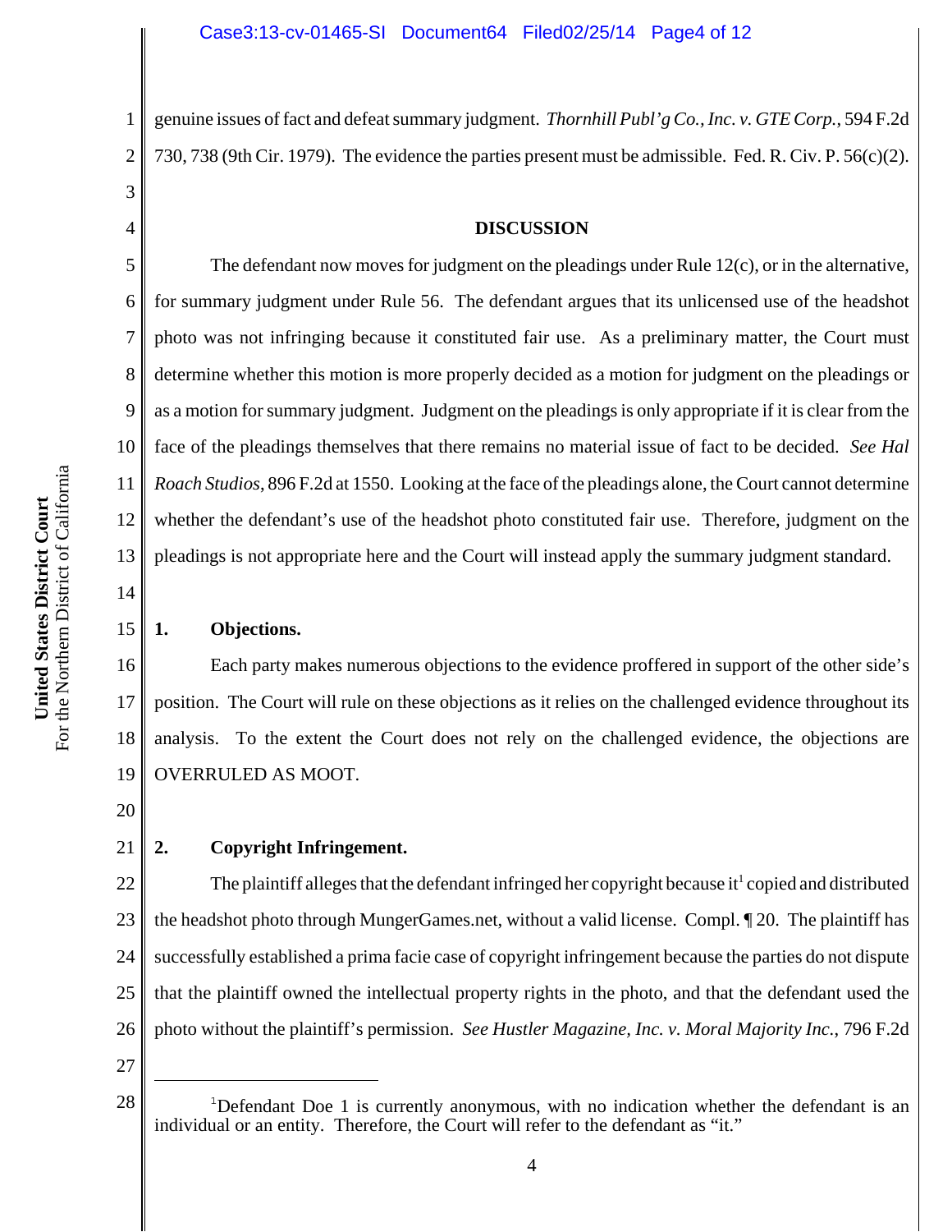genuine issues of fact and defeat summary judgment. *Thornhill Publ'g Co., Inc. v. GTE Corp.*, 594 F.2d 730, 738 (9th Cir. 1979). The evidence the parties present must be admissible. Fed. R. Civ. P. 56(c)(2).

## DISCUSSION

The defendant now moves for judgment on the pleadings under Rule 12(c), or in the alternative, for summary judgment under Rule 56. The defendant argues that its unlicensed use of the headshot photo was not infringing because it constituted fair use. As a preliminary matter, the Court must determine whether this motion is more properly decided as a motion for judgment on the pleadings or as a motion for summary judgment. Judgment on the pleadings is only appropriate if it is clear from the face of the pleadings themselves that there remains no material issue of fact to be decided. *See Hal Roach Studios*, 896 F.2d at 1550. Looking at the face of the pleadings alone, the Court cannot determine whether the defendant's use of the headshot photo constituted fair use. Therefore, judgment on the pleadings is not appropriate here and the Court will instead apply the summary judgment standard.

### 1. Objections.

Each party makes numerous objections to the evidence proffered in support of the other side's position. The Court will rule on these objections as it relies on the challenged evidence throughout its analysis. To the extent the Court does not rely on the challenged evidence, the objections are OVERRULED AS MOOT.

### 2. Copyright Infringement.

The plaintiff alleges that the defendant infringed her copyright because it[1] copied and distributed the headshot photo through MungerGames.net, without a valid license. Compl. ¶ 20. The plaintiff has successfully established a prima facie case of copyright infringement because the parties do not dispute that the plaintiff owned the intellectual property rights in the photo, and that the defendant used the photo without the plaintiff's permission. *See Hustler Magazine, Inc. v. Moral Majority Inc.*, 796 F.2d

---

[1]Defendant Doe 1 is currently anonymous, with no indication whether the defendant is an individual or an entity. Therefore, the Court will refer to the defendant as "it."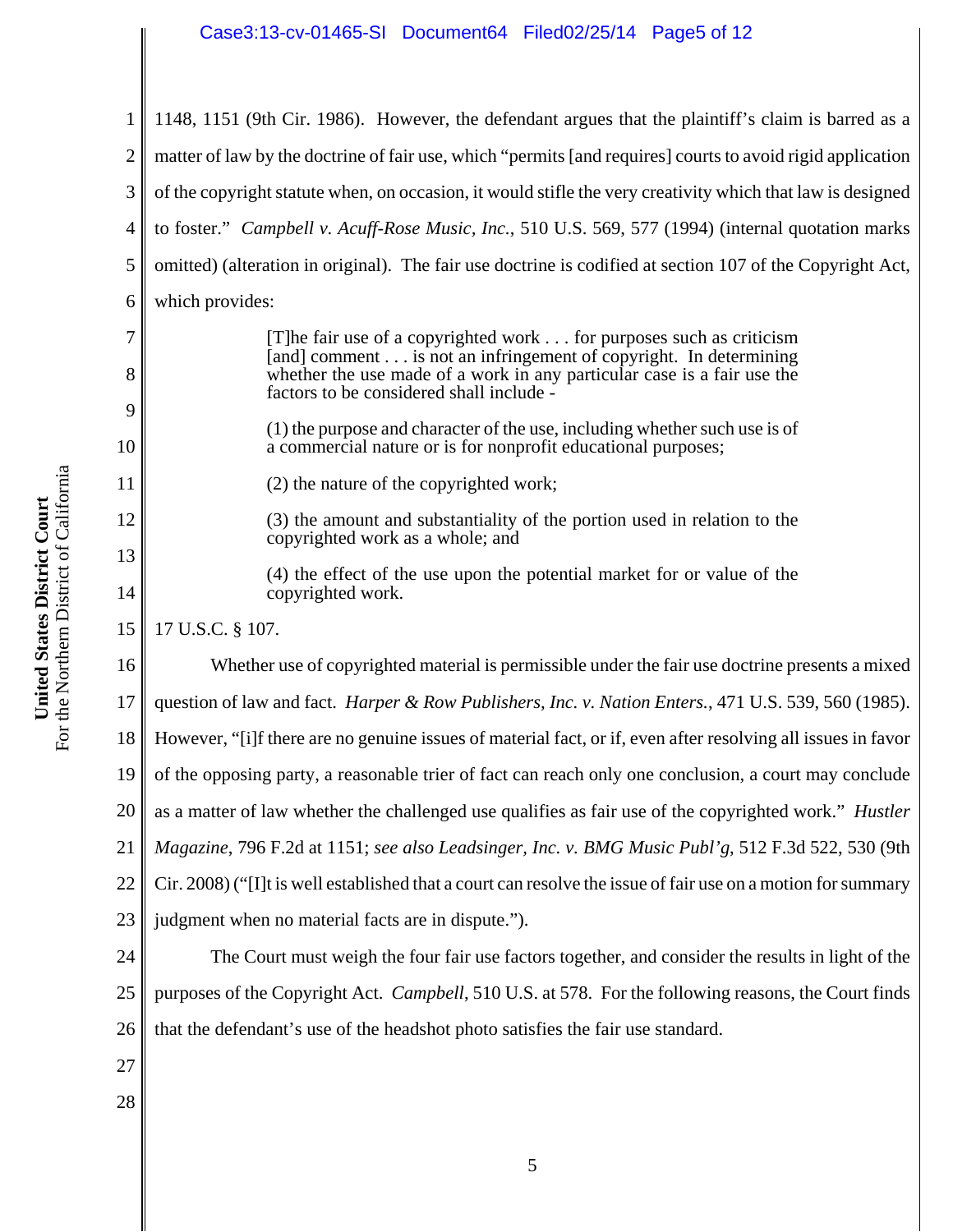1148, 1151 (9th Cir. 1986). However, the defendant argues that the plaintiff's claim is barred as a matter of law by the doctrine of fair use, which "permits [and requires] courts to avoid rigid application of the copyright statute when, on occasion, it would stifle the very creativity which that law is designed to foster." *Campbell v. Acuff-Rose Music, Inc.*, 510 U.S. 569, 577 (1994) (internal quotation marks omitted) (alteration in original). The fair use doctrine is codified at section 107 of the Copyright Act, which provides:

> [T]he fair use of a copyrighted work . . . for purposes such as criticism [and] comment . . . is not an infringement of copyright. In determining whether the use made of a work in any particular case is a fair use the factors to be considered shall include -
>
> (1) the purpose and character of the use, including whether such use is of a commercial nature or is for nonprofit educational purposes;
>
> (2) the nature of the copyrighted work;
>
> (3) the amount and substantiality of the portion used in relation to the copyrighted work as a whole; and
>
> (4) the effect of the use upon the potential market for or value of the copyrighted work.

17 U.S.C. § 107.

Whether use of copyrighted material is permissible under the fair use doctrine presents a mixed question of law and fact. *Harper & Row Publishers, Inc. v. Nation Enters.*, 471 U.S. 539, 560 (1985). However, "[i]f there are no genuine issues of material fact, or if, even after resolving all issues in favor of the opposing party, a reasonable trier of fact can reach only one conclusion, a court may conclude as a matter of law whether the challenged use qualifies as fair use of the copyrighted work." *Hustler Magazine*, 796 F.2d at 1151; *see also Leadsinger, Inc. v. BMG Music Publ'g*, 512 F.3d 522, 530 (9th Cir. 2008) ("[I]t is well established that a court can resolve the issue of fair use on a motion for summary judgment when no material facts are in dispute.").

The Court must weigh the four fair use factors together, and consider the results in light of the purposes of the Copyright Act. *Campbell*, 510 U.S. at 578. For the following reasons, the Court finds that the defendant's use of the headshot photo satisfies the fair use standard.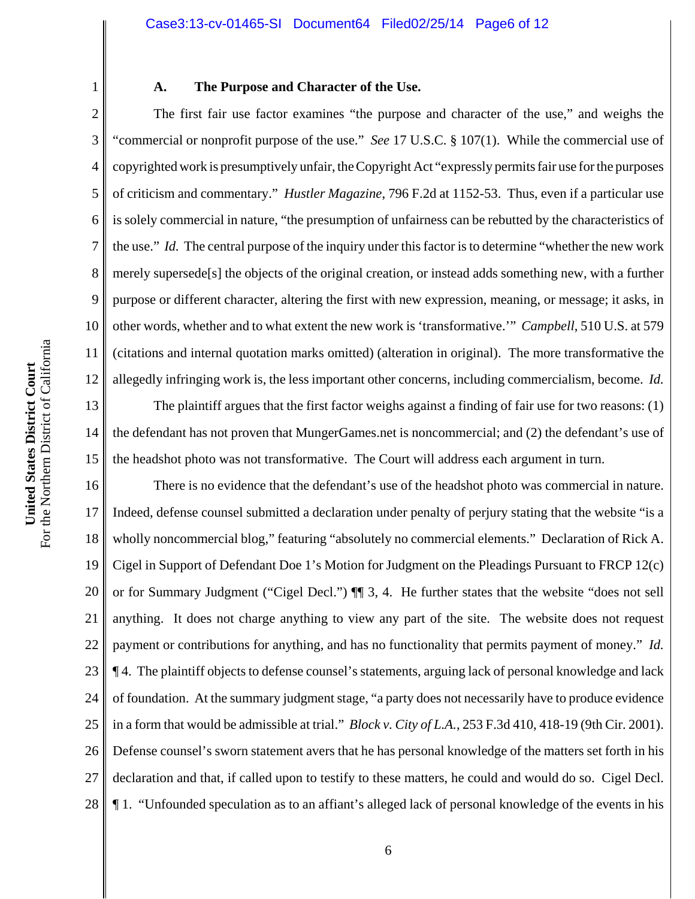### A. The Purpose and Character of the Use.

The first fair use factor examines "the purpose and character of the use," and weighs the "commercial or nonprofit purpose of the use." *See* 17 U.S.C. § 107(1). While the commercial use of copyrighted work is presumptively unfair, the Copyright Act "expressly permits fair use for the purposes of criticism and commentary." *Hustler Magazine*, 796 F.2d at 1152-53. Thus, even if a particular use is solely commercial in nature, "the presumption of unfairness can be rebutted by the characteristics of the use." *Id.* The central purpose of the inquiry under this factor is to determine "whether the new work merely supersede[s] the objects of the original creation, or instead adds something new, with a further purpose or different character, altering the first with new expression, meaning, or message; it asks, in other words, whether and to what extent the new work is 'transformative.'" *Campbell*, 510 U.S. at 579 (citations and internal quotation marks omitted) (alteration in original). The more transformative the allegedly infringing work is, the less important other concerns, including commercialism, become. *Id.*

The plaintiff argues that the first factor weighs against a finding of fair use for two reasons: (1) the defendant has not proven that MungerGames.net is noncommercial; and (2) the defendant's use of the headshot photo was not transformative. The Court will address each argument in turn.

There is no evidence that the defendant's use of the headshot photo was commercial in nature. Indeed, defense counsel submitted a declaration under penalty of perjury stating that the website "is a wholly noncommercial blog," featuring "absolutely no commercial elements." Declaration of Rick A. Cigel in Support of Defendant Doe 1's Motion for Judgment on the Pleadings Pursuant to FRCP 12(c) or for Summary Judgment ("Cigel Decl.") ¶¶ 3, 4. He further states that the website "does not sell anything. It does not charge anything to view any part of the site. The website does not request payment or contributions for anything, and has no functionality that permits payment of money." *Id.* ¶ 4. The plaintiff objects to defense counsel's statements, arguing lack of personal knowledge and lack of foundation. At the summary judgment stage, "a party does not necessarily have to produce evidence in a form that would be admissible at trial." *Block v. City of L.A.*, 253 F.3d 410, 418-19 (9th Cir. 2001). Defense counsel's sworn statement avers that he has personal knowledge of the matters set forth in his declaration and that, if called upon to testify to these matters, he could and would do so. Cigel Decl. ¶ 1. "Unfounded speculation as to an affiant's alleged lack of personal knowledge of the events in his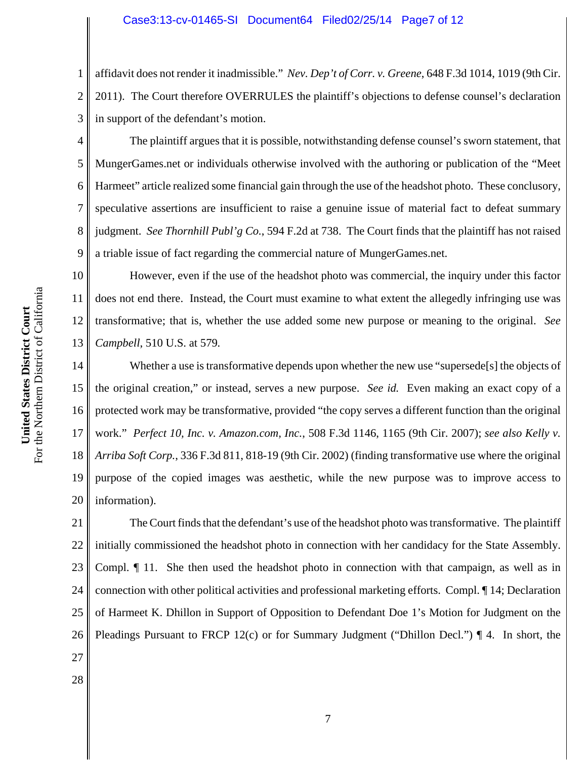affidavit does not render it inadmissible." *Nev. Dep't of Corr. v. Greene*, 648 F.3d 1014, 1019 (9th Cir. 2011). The Court therefore OVERRULES the plaintiff's objections to defense counsel's declaration in support of the defendant's motion.

The plaintiff argues that it is possible, notwithstanding defense counsel's sworn statement, that MungerGames.net or individuals otherwise involved with the authoring or publication of the "Meet Harmeet" article realized some financial gain through the use of the headshot photo. These conclusory, speculative assertions are insufficient to raise a genuine issue of material fact to defeat summary judgment. *See Thornhill Publ'g Co.*, 594 F.2d at 738. The Court finds that the plaintiff has not raised a triable issue of fact regarding the commercial nature of MungerGames.net.

However, even if the use of the headshot photo was commercial, the inquiry under this factor does not end there. Instead, the Court must examine to what extent the allegedly infringing use was transformative; that is, whether the use added some new purpose or meaning to the original. *See Campbell*, 510 U.S. at 579.

Whether a use is transformative depends upon whether the new use "supersede[s] the objects of the original creation," or instead, serves a new purpose. *See id.* Even making an exact copy of a protected work may be transformative, provided "the copy serves a different function than the original work." *Perfect 10, Inc. v. Amazon.com, Inc.*, 508 F.3d 1146, 1165 (9th Cir. 2007); *see also Kelly v. Arriba Soft Corp.*, 336 F.3d 811, 818-19 (9th Cir. 2002) (finding transformative use where the original purpose of the copied images was aesthetic, while the new purpose was to improve access to information).

The Court finds that the defendant's use of the headshot photo was transformative. The plaintiff initially commissioned the headshot photo in connection with her candidacy for the State Assembly. Compl. ¶ 11. She then used the headshot photo in connection with that campaign, as well as in connection with other political activities and professional marketing efforts. Compl. ¶ 14; Declaration of Harmeet K. Dhillon in Support of Opposition to Defendant Doe 1's Motion for Judgment on the Pleadings Pursuant to FRCP 12(c) or for Summary Judgment ("Dhillon Decl.") ¶ 4. In short, the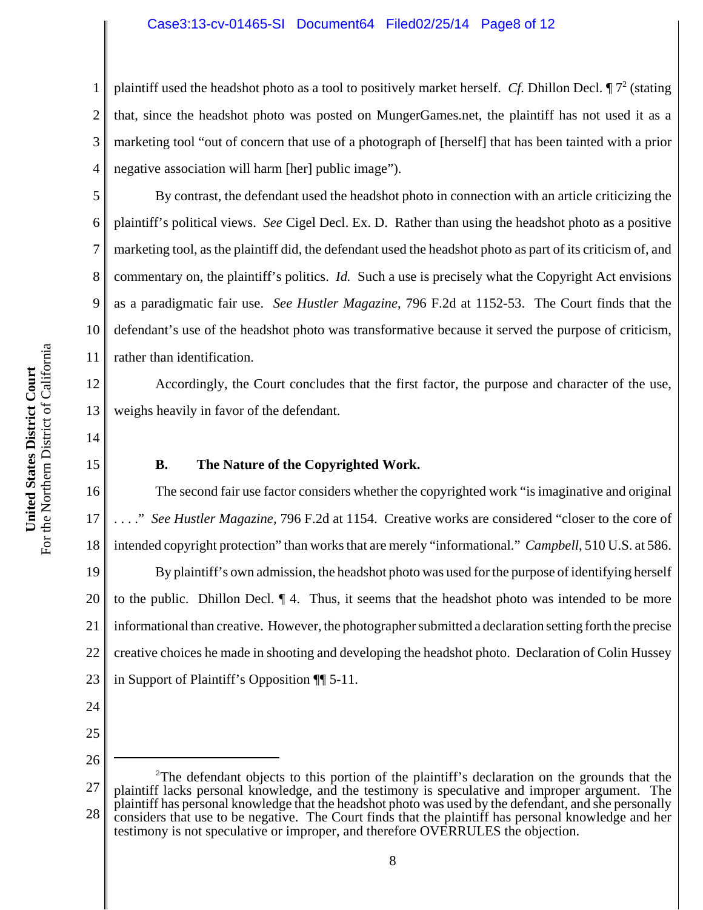plaintiff used the headshot photo as a tool to positively market herself. *Cf.* Dhillon Decl. ¶ 7[2] (stating that, since the headshot photo was posted on MungerGames.net, the plaintiff has not used it as a marketing tool "out of concern that use of a photograph of [herself] that has been tainted with a prior negative association will harm [her] public image").

By contrast, the defendant used the headshot photo in connection with an article criticizing the plaintiff's political views. *See* Cigel Decl. Ex. D. Rather than using the headshot photo as a positive marketing tool, as the plaintiff did, the defendant used the headshot photo as part of its criticism of, and commentary on, the plaintiff's politics. *Id.* Such a use is precisely what the Copyright Act envisions as a paradigmatic fair use. *See Hustler Magazine*, 796 F.2d at 1152-53. The Court finds that the defendant's use of the headshot photo was transformative because it served the purpose of criticism, rather than identification.

Accordingly, the Court concludes that the first factor, the purpose and character of the use, weighs heavily in favor of the defendant.

**B. The Nature of the Copyrighted Work.**

The second fair use factor considers whether the copyrighted work "is imaginative and original . . . ." *See Hustler Magazine*, 796 F.2d at 1154. Creative works are considered "closer to the core of intended copyright protection" than works that are merely "informational." *Campbell*, 510 U.S. at 586.

By plaintiff's own admission, the headshot photo was used for the purpose of identifying herself to the public. Dhillon Decl. ¶ 4. Thus, it seems that the headshot photo was intended to be more informational than creative. However, the photographer submitted a declaration setting forth the precise creative choices he made in shooting and developing the headshot photo. Declaration of Colin Hussey in Support of Plaintiff's Opposition ¶¶ 5-11.

---

[2] The defendant objects to this portion of the plaintiff's declaration on the grounds that the plaintiff lacks personal knowledge, and the testimony is speculative and improper argument. The plaintiff has personal knowledge that the headshot photo was used by the defendant, and she personally considers that use to be negative. The Court finds that the plaintiff has personal knowledge and her testimony is not speculative or improper, and therefore OVERRULES the objection.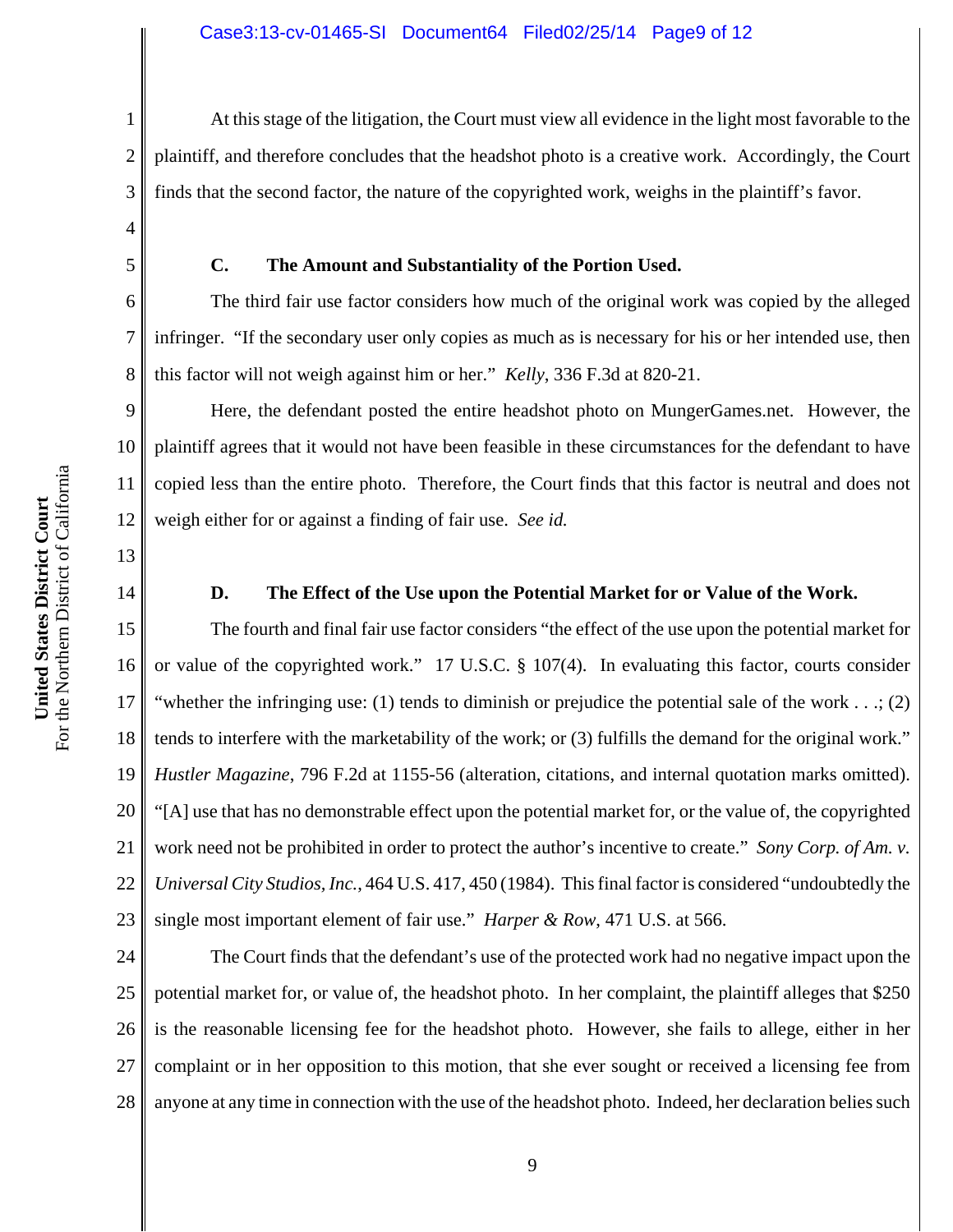At this stage of the litigation, the Court must view all evidence in the light most favorable to the plaintiff, and therefore concludes that the headshot photo is a creative work. Accordingly, the Court finds that the second factor, the nature of the copyrighted work, weighs in the plaintiff's favor.

### C. The Amount and Substantiality of the Portion Used.

The third fair use factor considers how much of the original work was copied by the alleged infringer. "If the secondary user only copies as much as is necessary for his or her intended use, then this factor will not weigh against him or her." *Kelly*, 336 F.3d at 820-21.

Here, the defendant posted the entire headshot photo on MungerGames.net. However, the plaintiff agrees that it would not have been feasible in these circumstances for the defendant to have copied less than the entire photo. Therefore, the Court finds that this factor is neutral and does not weigh either for or against a finding of fair use. *See id.*

### D. The Effect of the Use upon the Potential Market for or Value of the Work.

The fourth and final fair use factor considers "the effect of the use upon the potential market for or value of the copyrighted work." 17 U.S.C. § 107(4). In evaluating this factor, courts consider "whether the infringing use: (1) tends to diminish or prejudice the potential sale of the work . . .; (2) tends to interfere with the marketability of the work; or (3) fulfills the demand for the original work." *Hustler Magazine*, 796 F.2d at 1155-56 (alteration, citations, and internal quotation marks omitted). "[A] use that has no demonstrable effect upon the potential market for, or the value of, the copyrighted work need not be prohibited in order to protect the author's incentive to create." *Sony Corp. of Am. v. Universal City Studios, Inc.*, 464 U.S. 417, 450 (1984). This final factor is considered "undoubtedly the single most important element of fair use." *Harper & Row*, 471 U.S. at 566.

The Court finds that the defendant's use of the protected work had no negative impact upon the potential market for, or value of, the headshot photo. In her complaint, the plaintiff alleges that $250 is the reasonable licensing fee for the headshot photo. However, she fails to allege, either in her complaint or in her opposition to this motion, that she ever sought or received a licensing fee from anyone at any time in connection with the use of the headshot photo. Indeed, her declaration belies such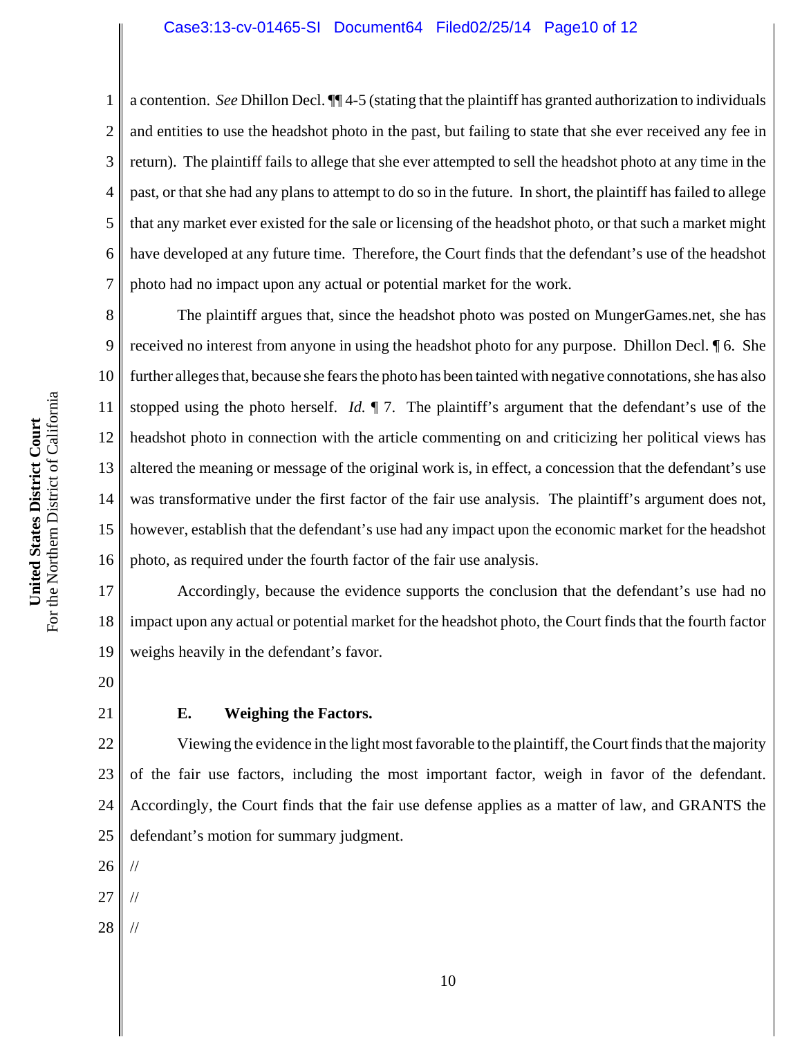a contention. *See* Dhillon Decl. ¶¶ 4-5 (stating that the plaintiff has granted authorization to individuals and entities to use the headshot photo in the past, but failing to state that she ever received any fee in return). The plaintiff fails to allege that she ever attempted to sell the headshot photo at any time in the past, or that she had any plans to attempt to do so in the future. In short, the plaintiff has failed to allege that any market ever existed for the sale or licensing of the headshot photo, or that such a market might have developed at any future time. Therefore, the Court finds that the defendant's use of the headshot photo had no impact upon any actual or potential market for the work.

The plaintiff argues that, since the headshot photo was posted on MungerGames.net, she has received no interest from anyone in using the headshot photo for any purpose. Dhillon Decl. ¶ 6. She further alleges that, because she fears the photo has been tainted with negative connotations, she has also stopped using the photo herself. *Id.* ¶ 7. The plaintiff's argument that the defendant's use of the headshot photo in connection with the article commenting on and criticizing her political views has altered the meaning or message of the original work is, in effect, a concession that the defendant's use was transformative under the first factor of the fair use analysis. The plaintiff's argument does not, however, establish that the defendant's use had any impact upon the economic market for the headshot photo, as required under the fourth factor of the fair use analysis.

Accordingly, because the evidence supports the conclusion that the defendant's use had no impact upon any actual or potential market for the headshot photo, the Court finds that the fourth factor weighs heavily in the defendant's favor.

### E. Weighing the Factors.

Viewing the evidence in the light most favorable to the plaintiff, the Court finds that the majority of the fair use factors, including the most important factor, weigh in favor of the defendant. Accordingly, the Court finds that the fair use defense applies as a matter of law, and GRANTS the defendant's motion for summary judgment.

//

//

//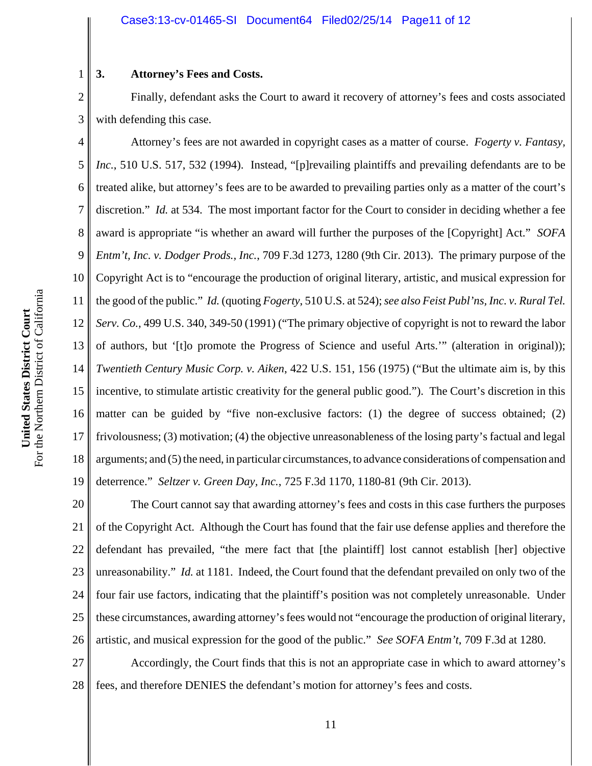### 3. Attorney's Fees and Costs.

Finally, defendant asks the Court to award it recovery of attorney's fees and costs associated with defending this case.

Attorney's fees are not awarded in copyright cases as a matter of course. *Fogerty v. Fantasy, Inc.*, 510 U.S. 517, 532 (1994). Instead, "[p]revailing plaintiffs and prevailing defendants are to be treated alike, but attorney's fees are to be awarded to prevailing parties only as a matter of the court's discretion." *Id.* at 534. The most important factor for the Court to consider in deciding whether a fee award is appropriate "is whether an award will further the purposes of the [Copyright] Act." *SOFA Entm't, Inc. v. Dodger Prods., Inc.*, 709 F.3d 1273, 1280 (9th Cir. 2013). The primary purpose of the Copyright Act is to "encourage the production of original literary, artistic, and musical expression for the good of the public." *Id.* (quoting *Fogerty*, 510 U.S. at 524); *see also Feist Publ'ns, Inc. v. Rural Tel. Serv. Co.*, 499 U.S. 340, 349-50 (1991) ("The primary objective of copyright is not to reward the labor of authors, but '[t]o promote the Progress of Science and useful Arts.'" (alteration in original)); *Twentieth Century Music Corp. v. Aiken*, 422 U.S. 151, 156 (1975) ("But the ultimate aim is, by this incentive, to stimulate artistic creativity for the general public good."). The Court's discretion in this matter can be guided by "five non-exclusive factors: (1) the degree of success obtained; (2) frivolousness; (3) motivation; (4) the objective unreasonableness of the losing party's factual and legal arguments; and (5) the need, in particular circumstances, to advance considerations of compensation and deterrence." *Seltzer v. Green Day, Inc.*, 725 F.3d 1170, 1180-81 (9th Cir. 2013).

The Court cannot say that awarding attorney's fees and costs in this case furthers the purposes of the Copyright Act. Although the Court has found that the fair use defense applies and therefore the defendant has prevailed, "the mere fact that [the plaintiff] lost cannot establish [her] objective unreasonability." *Id.* at 1181. Indeed, the Court found that the defendant prevailed on only two of the four fair use factors, indicating that the plaintiff's position was not completely unreasonable. Under these circumstances, awarding attorney's fees would not "encourage the production of original literary, artistic, and musical expression for the good of the public." *See SOFA Entm't*, 709 F.3d at 1280.

Accordingly, the Court finds that this is not an appropriate case in which to award attorney's fees, and therefore DENIES the defendant's motion for attorney's fees and costs.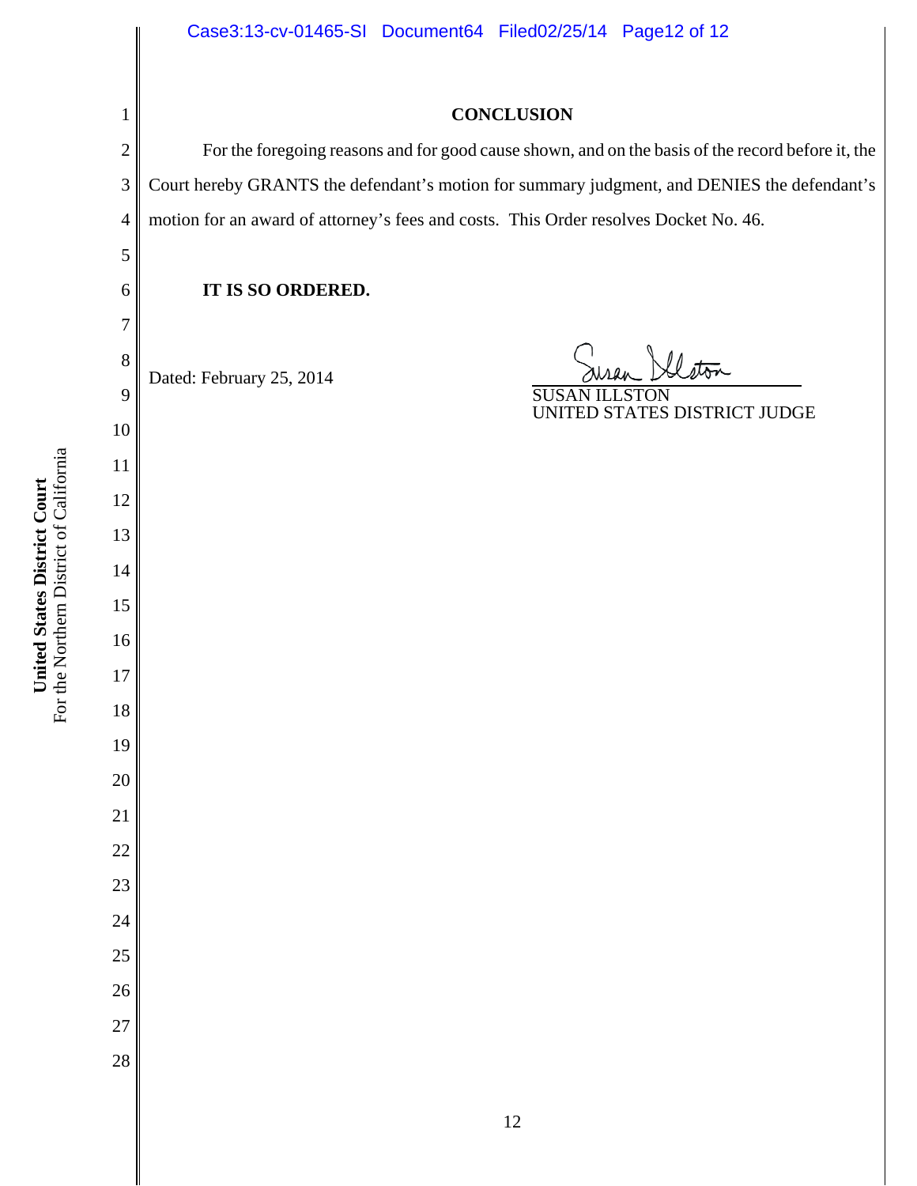## CONCLUSION

For the foregoing reasons and for good cause shown, and on the basis of the record before it, the Court hereby GRANTS the defendant's motion for summary judgment, and DENIES the defendant's motion for an award of attorney's fees and costs. This Order resolves Docket No. 46.

**IT IS SO ORDERED.**

Dated: February 25, 2014

SUSAN ILLSTON
UNITED STATES DISTRICT JUDGE